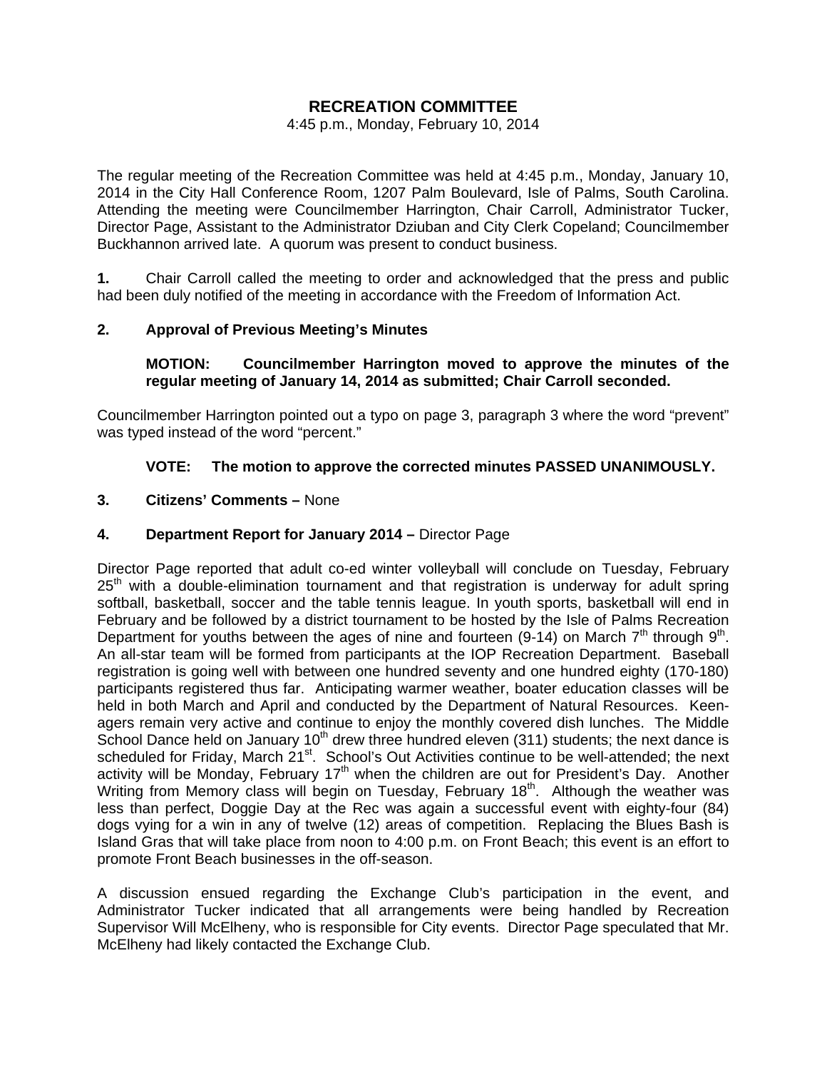# RECREATION COMMITTEE

4:45 p.m., Monday, February 10, 2014

The regular meeting of the Recreation Committee was held at 4:45 p.m., Monday, January 10, 2014 in the City Hall Conference Room, 1207 Palm Boulevard, Isle of Palms, South Carolina. Attending the meeting were Councilmember Harrington, Chair Carroll, Administrator Tucker, Director Page, Assistant to the Administrator Dziuban and City Clerk Copeland; Councilmember Buckhannon arrived late. A quorum was present to conduct business.

**1.** Chair Carroll called the meeting to order and acknowledged that the press and public had been duly notified of the meeting in accordance with the Freedom of Information Act.

**2. Approval of Previous Meeting's Minutes**

**MOTION: Councilmember Harrington moved to approve the minutes of the regular meeting of January 14, 2014 as submitted; Chair Carroll seconded.**

Councilmember Harrington pointed out a typo on page 3, paragraph 3 where the word "prevent" was typed instead of the word "percent."

**VOTE: The motion to approve the corrected minutes PASSED UNANIMOUSLY.**

**3. Citizens' Comments –** None

**4. Department Report for January 2014 –** Director Page

Director Page reported that adult co-ed winter volleyball will conclude on Tuesday, February 25th with a double-elimination tournament and that registration is underway for adult spring softball, basketball, soccer and the table tennis league. In youth sports, basketball will end in February and be followed by a district tournament to be hosted by the Isle of Palms Recreation Department for youths between the ages of nine and fourteen (9-14) on March 7th through 9th. An all-star team will be formed from participants at the IOP Recreation Department. Baseball registration is going well with between one hundred seventy and one hundred eighty (170-180) participants registered thus far. Anticipating warmer weather, boater education classes will be held in both March and April and conducted by the Department of Natural Resources. Keen-agers remain very active and continue to enjoy the monthly covered dish lunches. The Middle School Dance held on January 10th drew three hundred eleven (311) students; the next dance is scheduled for Friday, March 21st. School's Out Activities continue to be well-attended; the next activity will be Monday, February 17th when the children are out for President's Day. Another Writing from Memory class will begin on Tuesday, February 18th. Although the weather was less than perfect, Doggie Day at the Rec was again a successful event with eighty-four (84) dogs vying for a win in any of twelve (12) areas of competition. Replacing the Blues Bash is Island Gras that will take place from noon to 4:00 p.m. on Front Beach; this event is an effort to promote Front Beach businesses in the off-season.

A discussion ensued regarding the Exchange Club's participation in the event, and Administrator Tucker indicated that all arrangements were being handled by Recreation Supervisor Will McElheny, who is responsible for City events. Director Page speculated that Mr. McElheny had likely contacted the Exchange Club.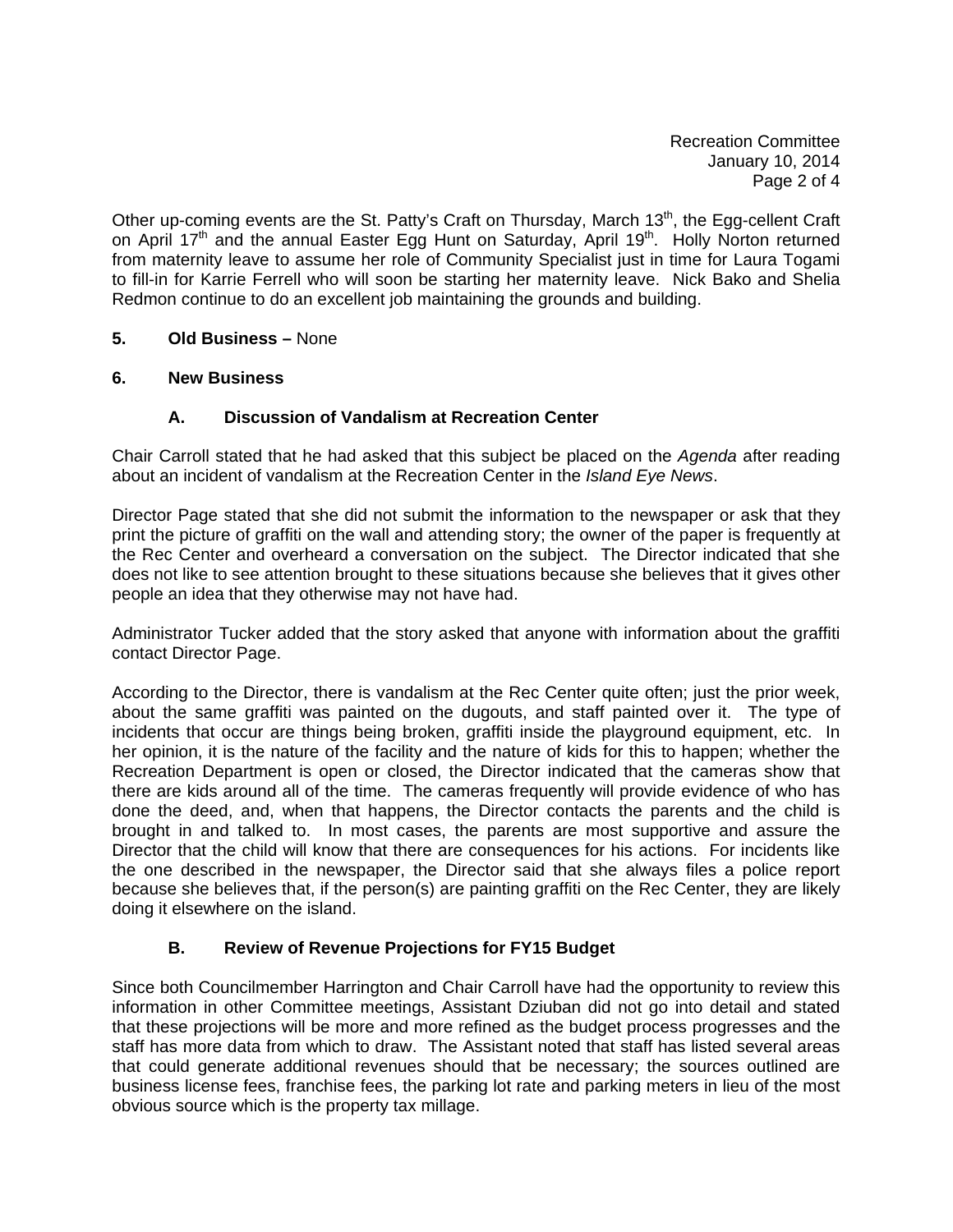Other up-coming events are the St. Patty's Craft on Thursday, March 13th, the Egg-cellent Craft on April 17th and the annual Easter Egg Hunt on Saturday, April 19th. Holly Norton returned from maternity leave to assume her role of Community Specialist just in time for Laura Togami to fill-in for Karrie Ferrell who will soon be starting her maternity leave. Nick Bako and Shelia Redmon continue to do an excellent job maintaining the grounds and building.

**5. Old Business –** None

**6. New Business**

**A. Discussion of Vandalism at Recreation Center**

Chair Carroll stated that he had asked that this subject be placed on the *Agenda* after reading about an incident of vandalism at the Recreation Center in the *Island Eye News*.

Director Page stated that she did not submit the information to the newspaper or ask that they print the picture of graffiti on the wall and attending story; the owner of the paper is frequently at the Rec Center and overheard a conversation on the subject. The Director indicated that she does not like to see attention brought to these situations because she believes that it gives other people an idea that they otherwise may not have had.

Administrator Tucker added that the story asked that anyone with information about the graffiti contact Director Page.

According to the Director, there is vandalism at the Rec Center quite often; just the prior week, about the same graffiti was painted on the dugouts, and staff painted over it. The type of incidents that occur are things being broken, graffiti inside the playground equipment, etc. In her opinion, it is the nature of the facility and the nature of kids for this to happen; whether the Recreation Department is open or closed, the Director indicated that the cameras show that there are kids around all of the time. The cameras frequently will provide evidence of who has done the deed, and, when that happens, the Director contacts the parents and the child is brought in and talked to. In most cases, the parents are most supportive and assure the Director that the child will know that there are consequences for his actions. For incidents like the one described in the newspaper, the Director said that she always files a police report because she believes that, if the person(s) are painting graffiti on the Rec Center, they are likely doing it elsewhere on the island.

**B. Review of Revenue Projections for FY15 Budget**

Since both Councilmember Harrington and Chair Carroll have had the opportunity to review this information in other Committee meetings, Assistant Dziuban did not go into detail and stated that these projections will be more and more refined as the budget process progresses and the staff has more data from which to draw. The Assistant noted that staff has listed several areas that could generate additional revenues should that be necessary; the sources outlined are business license fees, franchise fees, the parking lot rate and parking meters in lieu of the most obvious source which is the property tax millage.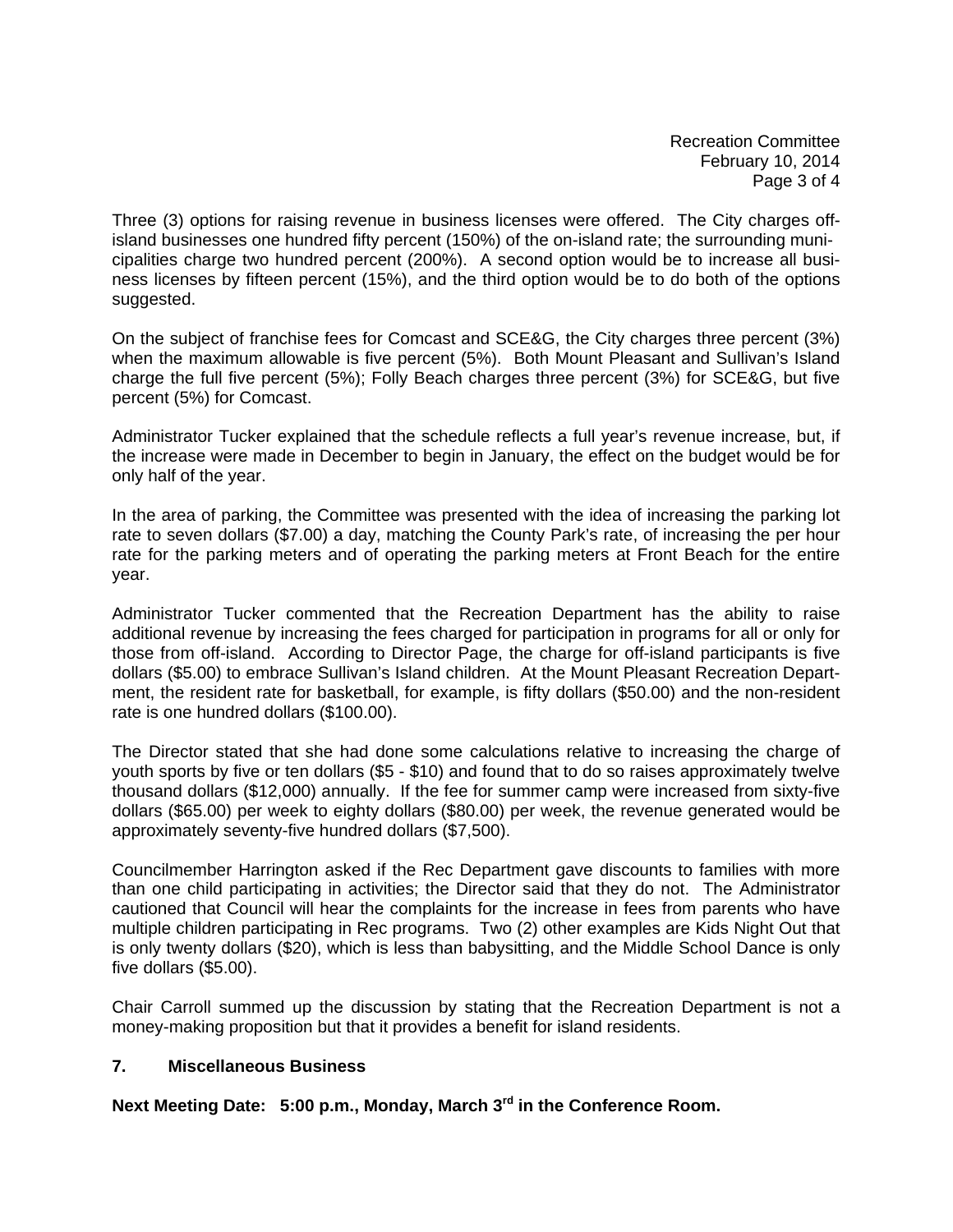Three (3) options for raising revenue in business licenses were offered. The City charges off-island businesses one hundred fifty percent (150%) of the on-island rate; the surrounding municipalities charge two hundred percent (200%). A second option would be to increase all business licenses by fifteen percent (15%), and the third option would be to do both of the options suggested.

On the subject of franchise fees for Comcast and SCE&G, the City charges three percent (3%) when the maximum allowable is five percent (5%). Both Mount Pleasant and Sullivan's Island charge the full five percent (5%); Folly Beach charges three percent (3%) for SCE&G, but five percent (5%) for Comcast.

Administrator Tucker explained that the schedule reflects a full year's revenue increase, but, if the increase were made in December to begin in January, the effect on the budget would be for only half of the year.

In the area of parking, the Committee was presented with the idea of increasing the parking lot rate to seven dollars ($7.00) a day, matching the County Park's rate, of increasing the per hour rate for the parking meters and of operating the parking meters at Front Beach for the entire year.

Administrator Tucker commented that the Recreation Department has the ability to raise additional revenue by increasing the fees charged for participation in programs for all or only for those from off-island. According to Director Page, the charge for off-island participants is five dollars ($5.00) to embrace Sullivan's Island children. At the Mount Pleasant Recreation Department, the resident rate for basketball, for example, is fifty dollars ($50.00) and the non-resident rate is one hundred dollars ($100.00).

The Director stated that she had done some calculations relative to increasing the charge of youth sports by five or ten dollars ($5 - $10) and found that to do so raises approximately twelve thousand dollars ($12,000) annually. If the fee for summer camp were increased from sixty-five dollars ($65.00) per week to eighty dollars ($80.00) per week, the revenue generated would be approximately seventy-five hundred dollars ($7,500).

Councilmember Harrington asked if the Rec Department gave discounts to families with more than one child participating in activities; the Director said that they do not. The Administrator cautioned that Council will hear the complaints for the increase in fees from parents who have multiple children participating in Rec programs. Two (2) other examples are Kids Night Out that is only twenty dollars ($20), which is less than babysitting, and the Middle School Dance is only five dollars ($5.00).

Chair Carroll summed up the discussion by stating that the Recreation Department is not a money-making proposition but that it provides a benefit for island residents.

## 7. Miscellaneous Business

**Next Meeting Date: 5:00 p.m., Monday, March 3rd in the Conference Room.**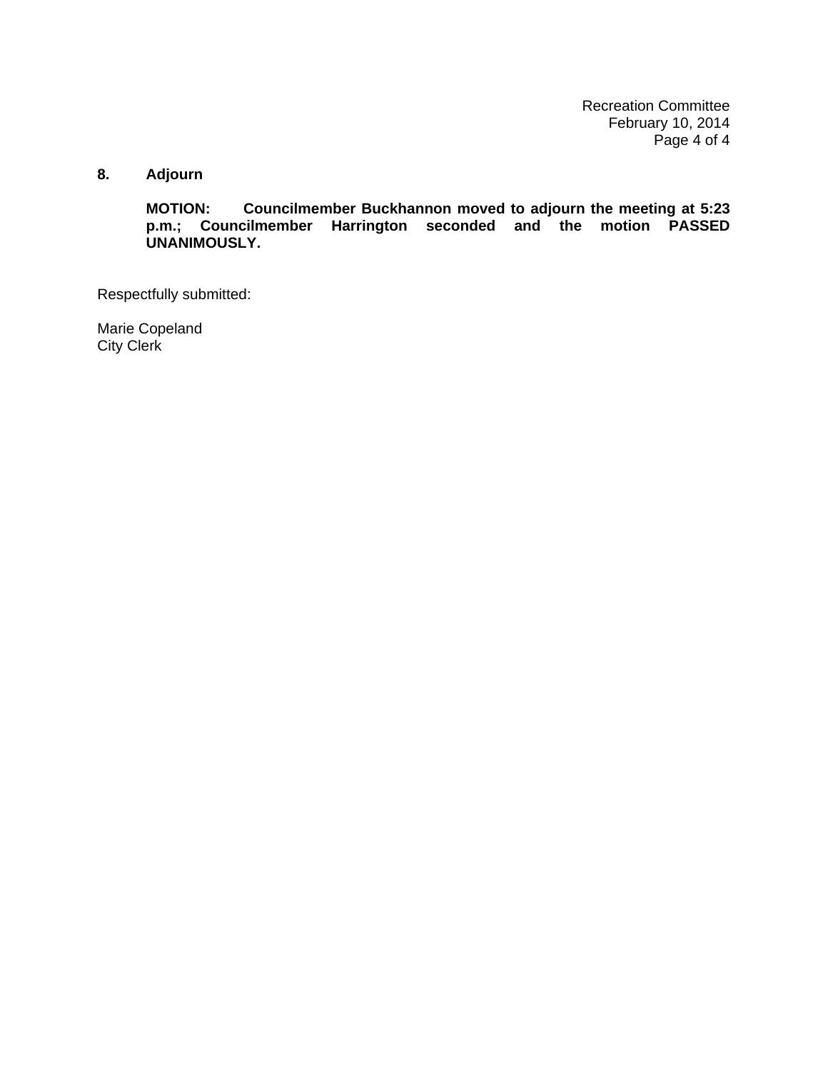## 8. Adjourn

**MOTION: Councilmember Buckhannon moved to adjourn the meeting at 5:23 p.m.; Councilmember Harrington seconded and the motion PASSED UNANIMOUSLY.**

Respectfully submitted:

Marie Copeland
City Clerk